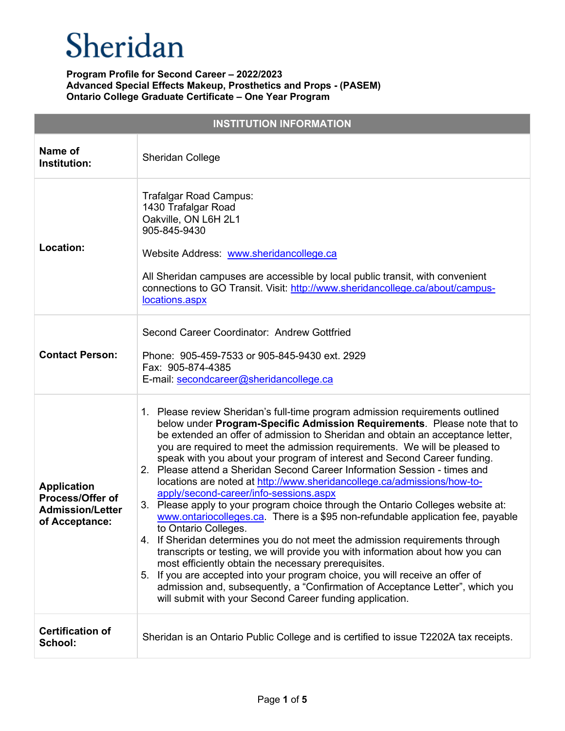# Sheridan

**Program Profile for Second Career – 2022/2023**
**Advanced Special Effects Makeup, Prosthetics and Props - (PASEM)**
**Ontario College Graduate Certificate – One Year Program**

| INSTITUTION INFORMATION | |
|---|---|
| **Name of Institution:** | Sheridan College |
| **Location:** | Trafalgar Road Campus:<br>1430 Trafalgar Road<br>Oakville, ON L6H 2L1<br>905-845-9430<br><br>Website Address: www.sheridancollege.ca<br><br>All Sheridan campuses are accessible by local public transit, with convenient connections to GO Transit. Visit: http://www.sheridancollege.ca/about/campus-locations.aspx |
| **Contact Person:** | Second Career Coordinator: Andrew Gottfried<br><br>Phone: 905-459-7533 or 905-845-9430 ext. 2929<br>Fax: 905-874-4385<br>E-mail: secondcareer@sheridancollege.ca |
| **Application Process/Offer of Admission/Letter of Acceptance:** | 1. Please review Sheridan's full-time program admission requirements outlined below under **Program-Specific Admission Requirements**. Please note that to be extended an offer of admission to Sheridan and obtain an acceptance letter, you are required to meet the admission requirements. We will be pleased to speak with you about your program of interest and Second Career funding.<br>2. Please attend a Sheridan Second Career Information Session - times and locations are noted at http://www.sheridancollege.ca/admissions/how-to-apply/second-career/info-sessions.aspx<br>3. Please apply to your program choice through the Ontario Colleges website at: www.ontariocolleges.ca. There is a $95 non-refundable application fee, payable to Ontario Colleges.<br>4. If Sheridan determines you do not meet the admission requirements through transcripts or testing, we will provide you with information about how you can most efficiently obtain the necessary prerequisites.<br>5. If you are accepted into your program choice, you will receive an offer of admission and, subsequently, a "Confirmation of Acceptance Letter", which you will submit with your Second Career funding application. |
| **Certification of School:** | Sheridan is an Ontario Public College and is certified to issue T2202A tax receipts. |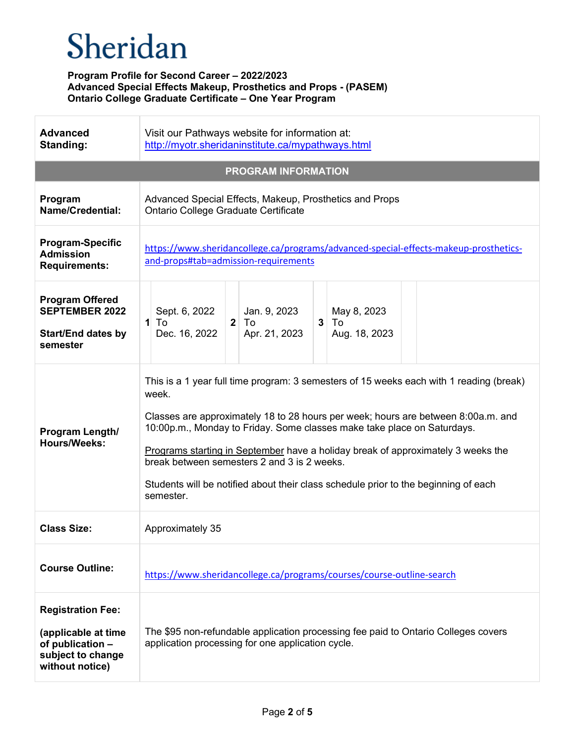# Sheridan

**Program Profile for Second Career – 2022/2023**
**Advanced Special Effects Makeup, Prosthetics and Props - (PASEM)**
**Ontario College Graduate Certificate – One Year Program**

| | |
|---|---|
| **Advanced Standing:** | Visit our Pathways website for information at: http://myotr.sheridaninstitute.ca/mypathways.html |
| **PROGRAM INFORMATION** | |
| **Program Name/Credential:** | Advanced Special Effects, Makeup, Prosthetics and Props<br>Ontario College Graduate Certificate |
| **Program-Specific Admission Requirements:** | https://www.sheridancollege.ca/programs/advanced-special-effects-makeup-prosthetics-and-props#tab=admission-requirements |
| **Program Offered SEPTEMBER 2022**<br><br>**Start/End dates by semester** | **1** Sept. 6, 2022 To Dec. 16, 2022<br>**2** Jan. 9, 2023 To Apr. 21, 2023<br>**3** May 8, 2023 To Aug. 18, 2023 |
| **Program Length/ Hours/Weeks:** | This is a 1 year full time program: 3 semesters of 15 weeks each with 1 reading (break) week.<br><br>Classes are approximately 18 to 28 hours per week; hours are between 8:00a.m. and 10:00p.m., Monday to Friday. Some classes make take place on Saturdays.<br><br>Programs starting in September have a holiday break of approximately 3 weeks the break between semesters 2 and 3 is 2 weeks.<br><br>Students will be notified about their class schedule prior to the beginning of each semester. |
| **Class Size:** | Approximately 35 |
| **Course Outline:** | https://www.sheridancollege.ca/programs/courses/course-outline-search |
| **Registration Fee:**<br><br>**(applicable at time of publication – subject to change without notice)** | The $95 non-refundable application processing fee paid to Ontario Colleges covers application processing for one application cycle. |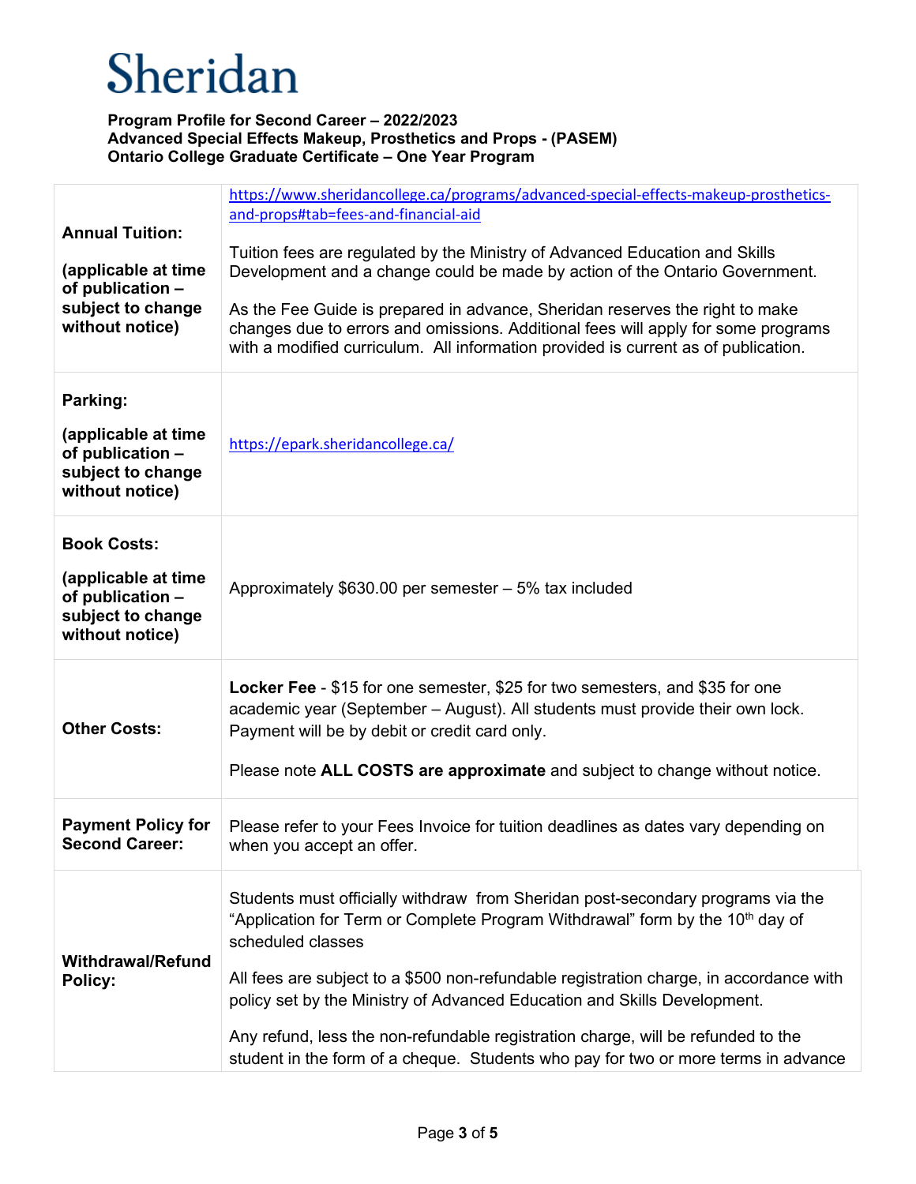# Sheridan

**Program Profile for Second Career – 2022/2023**
**Advanced Special Effects Makeup, Prosthetics and Props - (PASEM)**
**Ontario College Graduate Certificate – One Year Program**

| | |
|---|---|
| **Annual Tuition:**<br><br>**(applicable at time of publication – subject to change without notice)** | https://www.sheridancollege.ca/programs/advanced-special-effects-makeup-prosthetics-and-props#tab=fees-and-financial-aid<br><br>Tuition fees are regulated by the Ministry of Advanced Education and Skills Development and a change could be made by action of the Ontario Government.<br><br>As the Fee Guide is prepared in advance, Sheridan reserves the right to make changes due to errors and omissions. Additional fees will apply for some programs with a modified curriculum. All information provided is current as of publication. |
| **Parking:**<br><br>**(applicable at time of publication – subject to change without notice)** | https://epark.sheridancollege.ca/ |
| **Book Costs:**<br><br>**(applicable at time of publication – subject to change without notice)** | Approximately $630.00 per semester – 5% tax included |
| **Other Costs:** | **Locker Fee** - $15 for one semester, $25 for two semesters, and $35 for one academic year (September – August). All students must provide their own lock. Payment will be by debit or credit card only.<br><br>Please note **ALL COSTS are approximate** and subject to change without notice. |
| **Payment Policy for Second Career:** | Please refer to your Fees Invoice for tuition deadlines as dates vary depending on when you accept an offer. |
| **Withdrawal/Refund Policy:** | Students must officially withdraw from Sheridan post-secondary programs via the "Application for Term or Complete Program Withdrawal" form by the 10th day of scheduled classes<br><br>All fees are subject to a $500 non-refundable registration charge, in accordance with policy set by the Ministry of Advanced Education and Skills Development.<br><br>Any refund, less the non-refundable registration charge, will be refunded to the student in the form of a cheque. Students who pay for two or more terms in advance |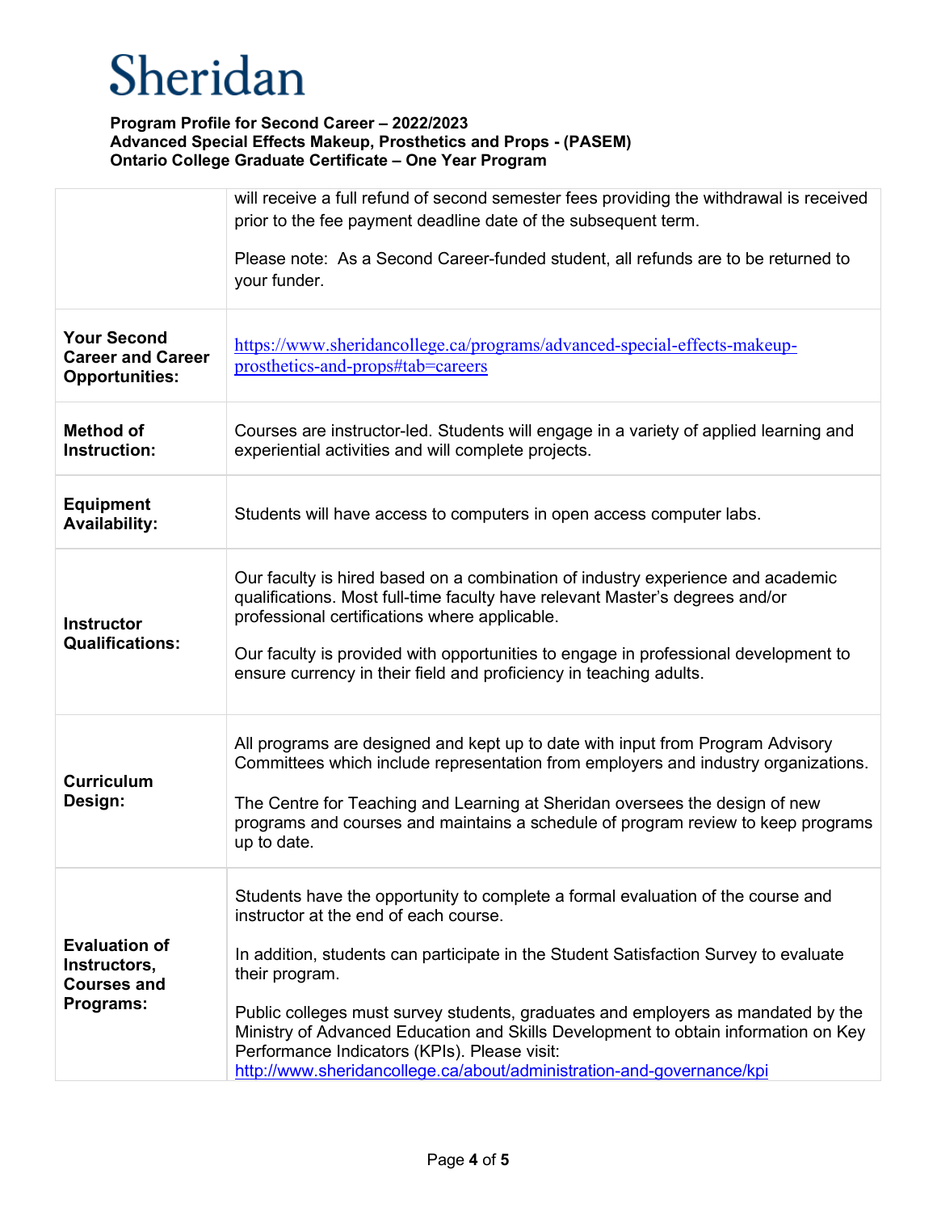**Program Profile for Second Career – 2022/2023**
**Advanced Special Effects Makeup, Prosthetics and Props - (PASEM)**
**Ontario College Graduate Certificate – One Year Program**

| | |
|---|---|
| | will receive a full refund of second semester fees providing the withdrawal is received prior to the fee payment deadline date of the subsequent term.<br><br>Please note: As a Second Career-funded student, all refunds are to be returned to your funder. |
| **Your Second Career and Career Opportunities:** | https://www.sheridancollege.ca/programs/advanced-special-effects-makeup-prosthetics-and-props#tab=careers |
| **Method of Instruction:** | Courses are instructor-led. Students will engage in a variety of applied learning and experiential activities and will complete projects. |
| **Equipment Availability:** | Students will have access to computers in open access computer labs. |
| **Instructor Qualifications:** | Our faculty is hired based on a combination of industry experience and academic qualifications. Most full-time faculty have relevant Master's degrees and/or professional certifications where applicable.<br><br>Our faculty is provided with opportunities to engage in professional development to ensure currency in their field and proficiency in teaching adults. |
| **Curriculum Design:** | All programs are designed and kept up to date with input from Program Advisory Committees which include representation from employers and industry organizations.<br><br>The Centre for Teaching and Learning at Sheridan oversees the design of new programs and courses and maintains a schedule of program review to keep programs up to date. |
| **Evaluation of Instructors, Courses and Programs:** | Students have the opportunity to complete a formal evaluation of the course and instructor at the end of each course.<br><br>In addition, students can participate in the Student Satisfaction Survey to evaluate their program.<br><br>Public colleges must survey students, graduates and employers as mandated by the Ministry of Advanced Education and Skills Development to obtain information on Key Performance Indicators (KPIs). Please visit: http://www.sheridancollege.ca/about/administration-and-governance/kpi |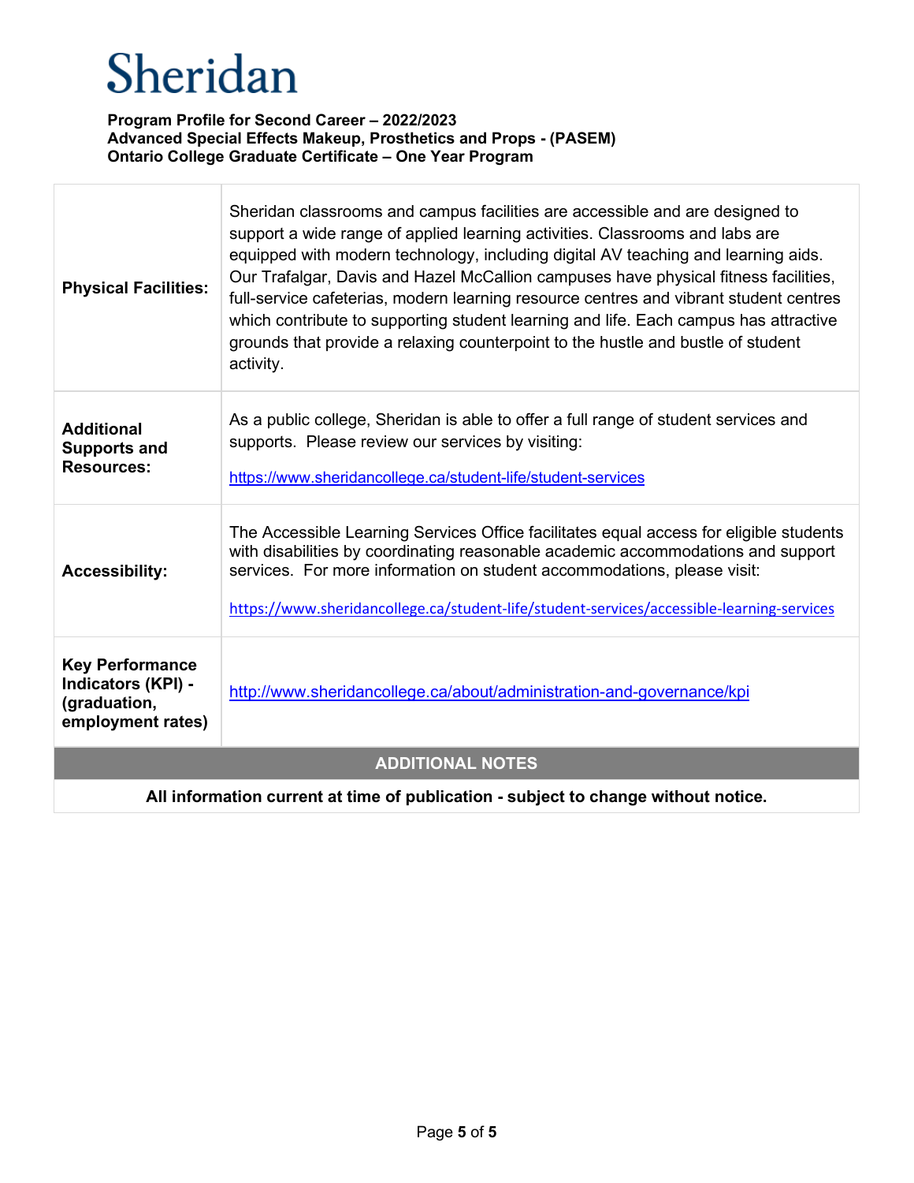| | |
|---|---|
| **Physical Facilities:** | Sheridan classrooms and campus facilities are accessible and are designed to support a wide range of applied learning activities. Classrooms and labs are equipped with modern technology, including digital AV teaching and learning aids. Our Trafalgar, Davis and Hazel McCallion campuses have physical fitness facilities, full-service cafeterias, modern learning resource centres and vibrant student centres which contribute to supporting student learning and life. Each campus has attractive grounds that provide a relaxing counterpoint to the hustle and bustle of student activity. |
| **Additional Supports and Resources:** | As a public college, Sheridan is able to offer a full range of student services and supports. Please review our services by visiting: https://www.sheridancollege.ca/student-life/student-services |
| **Accessibility:** | The Accessible Learning Services Office facilitates equal access for eligible students with disabilities by coordinating reasonable academic accommodations and support services. For more information on student accommodations, please visit: https://www.sheridancollege.ca/student-life/student-services/accessible-learning-services |
| **Key Performance Indicators (KPI) - (graduation, employment rates)** | http://www.sheridancollege.ca/about/administration-and-governance/kpi |

## ADDITIONAL NOTES

**All information current at time of publication - subject to change without notice.**